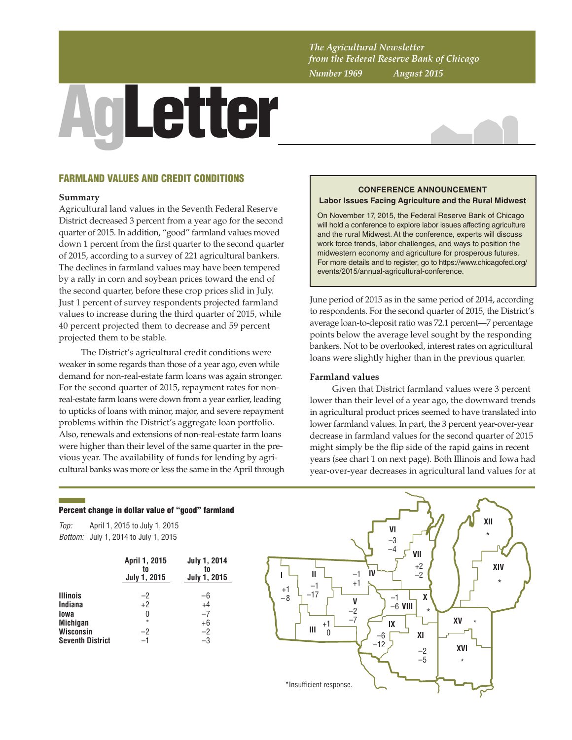*The Agricultural Newsletter from the Federal Reserve Bank of Chicago*
*Number 1969 August 2015*

# AgLetter

## FARMLAND VALUES AND CREDIT CONDITIONS

### Summary

Agricultural land values in the Seventh Federal Reserve District decreased 3 percent from a year ago for the second quarter of 2015. In addition, "good" farmland values moved down 1 percent from the first quarter to the second quarter of 2015, according to a survey of 221 agricultural bankers. The declines in farmland values may have been tempered by a rally in corn and soybean prices toward the end of the second quarter, before these crop prices slid in July. Just 1 percent of survey respondents projected farmland values to increase during the third quarter of 2015, while 40 percent projected them to decrease and 59 percent projected them to be stable.

The District's agricultural credit conditions were weaker in some regards than those of a year ago, even while demand for non-real-estate farm loans was again stronger. For the second quarter of 2015, repayment rates for non-real-estate farm loans were down from a year earlier, leading to upticks of loans with minor, major, and severe repayment problems within the District's aggregate loan portfolio. Also, renewals and extensions of non-real-estate farm loans were higher than their level of the same quarter in the previous year. The availability of funds for lending by agricultural banks was more or less the same in the April through June period of 2015 as in the same period of 2014, according to respondents. For the second quarter of 2015, the District's average loan-to-deposit ratio was 72.1 percent—7 percentage points below the average level sought by the responding bankers. Not to be overlooked, interest rates on agricultural loans were slightly higher than in the previous quarter.

> **CONFERENCE ANNOUNCEMENT**
> **Labor Issues Facing Agriculture and the Rural Midwest**
>
> On November 17, 2015, the Federal Reserve Bank of Chicago will hold a conference to explore labor issues affecting agriculture and the rural Midwest. At the conference, experts will discuss work force trends, labor challenges, and ways to position the midwestern economy and agriculture for prosperous futures. For more details and to register, go to https://www.chicagofed.org/events/2015/annual-agricultural-conference.

### Farmland values

Given that District farmland values were 3 percent lower than their level of a year ago, the downward trends in agricultural product prices seemed to have translated into lower farmland values. In part, the 3 percent year-over-year decrease in farmland values for the second quarter of 2015 might simply be the flip side of the rapid gains in recent years (see chart 1 on next page). Both Illinois and Iowa had year-over-year decreases in agricultural land values for at

#### Percent change in dollar value of "good" farmland

*Top:* April 1, 2015 to July 1, 2015
*Bottom:* July 1, 2014 to July 1, 2015

| | April 1, 2015 to July 1, 2015 | July 1, 2014 to July 1, 2015 |
|---|---|---|
| **Illinois** | −2 | −6 |
| **Indiana** | +2 | +4 |
| **Iowa** | 0 | −7 |
| **Michigan** | * | +6 |
| **Wisconsin** | −2 | −2 |
| **Seventh District** | −1 | −3 |

| Region | Top | Bottom |
|---|---|---|
| I | +1 | −8 |
| II | −1 | −17 |
| III | +1 | 0 |
| IV | −1 | +1 |
| V | −2 | −7 |
| VI | −3 | −4 |
| VII | +2 | −2 |
| VIII | −1 | −6 |
| IX | −6 | −12 |
| X | * | |
| XI | −2 | −5 |
| XII | * | |
| XIV | * | |
| XV | * | |
| XVI | * | |

*Insufficient response.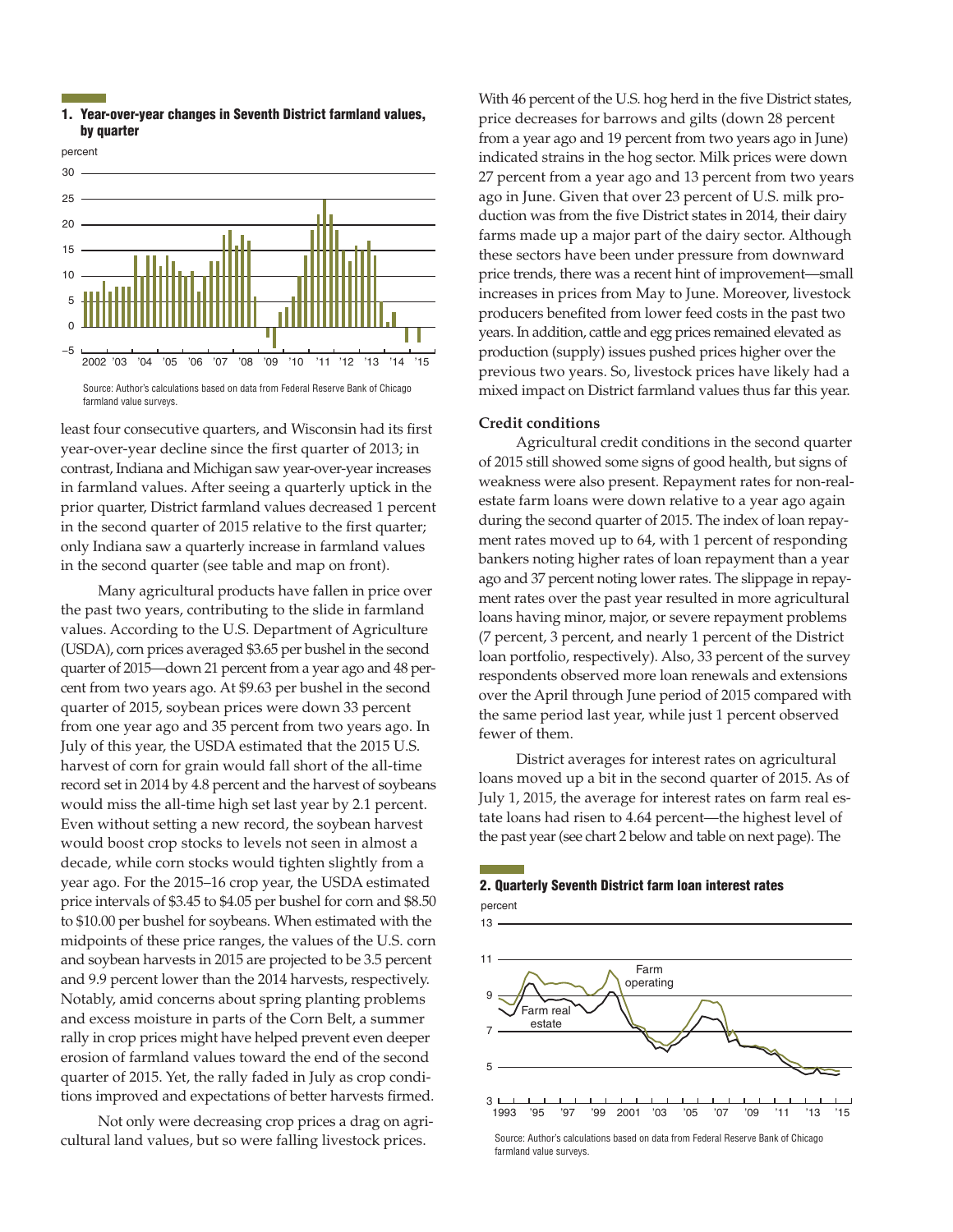**1. Year-over-year changes in Seventh District farmland values, by quarter**

Source: Author's calculations based on data from Federal Reserve Bank of Chicago farmland value surveys.

least four consecutive quarters, and Wisconsin had its first year-over-year decline since the first quarter of 2013; in contrast, Indiana and Michigan saw year-over-year increases in farmland values. After seeing a quarterly uptick in the prior quarter, District farmland values decreased 1 percent in the second quarter of 2015 relative to the first quarter; only Indiana saw a quarterly increase in farmland values in the second quarter (see table and map on front).

Many agricultural products have fallen in price over the past two years, contributing to the slide in farmland values. According to the U.S. Department of Agriculture (USDA), corn prices averaged $3.65 per bushel in the second quarter of 2015—down 21 percent from a year ago and 48 percent from two years ago. At $9.63 per bushel in the second quarter of 2015, soybean prices were down 33 percent from one year ago and 35 percent from two years ago. In July of this year, the USDA estimated that the 2015 U.S. harvest of corn for grain would fall short of the all-time record set in 2014 by 4.8 percent and the harvest of soybeans would miss the all-time high set last year by 2.1 percent. Even without setting a new record, the soybean harvest would boost crop stocks to levels not seen in almost a decade, while corn stocks would tighten slightly from a year ago. For the 2015–16 crop year, the USDA estimated price intervals of $3.45 to $4.05 per bushel for corn and $8.50 to $10.00 per bushel for soybeans. When estimated with the midpoints of these price ranges, the values of the U.S. corn and soybean harvests in 2015 are projected to be 3.5 percent and 9.9 percent lower than the 2014 harvests, respectively. Notably, amid concerns about spring planting problems and excess moisture in parts of the Corn Belt, a summer rally in crop prices might have helped prevent even deeper erosion of farmland values toward the end of the second quarter of 2015. Yet, the rally faded in July as crop conditions improved and expectations of better harvests firmed.

Not only were decreasing crop prices a drag on agricultural land values, but so were falling livestock prices. With 46 percent of the U.S. hog herd in the five District states, price decreases for barrows and gilts (down 28 percent from a year ago and 19 percent from two years ago in June) indicated strains in the hog sector. Milk prices were down 27 percent from a year ago and 13 percent from two years ago in June. Given that over 23 percent of U.S. milk production was from the five District states in 2014, their dairy farms made up a major part of the dairy sector. Although these sectors have been under pressure from downward price trends, there was a recent hint of improvement—small increases in prices from May to June. Moreover, livestock producers benefited from lower feed costs in the past two years. In addition, cattle and egg prices remained elevated as production (supply) issues pushed prices higher over the previous two years. So, livestock prices have likely had a mixed impact on District farmland values thus far this year.

**Credit conditions**

Agricultural credit conditions in the second quarter of 2015 still showed some signs of good health, but signs of weakness were also present. Repayment rates for non-real-estate farm loans were down relative to a year ago again during the second quarter of 2015. The index of loan repayment rates moved up to 64, with 1 percent of responding bankers noting higher rates of loan repayment than a year ago and 37 percent noting lower rates. The slippage in repayment rates over the past year resulted in more agricultural loans having minor, major, or severe repayment problems (7 percent, 3 percent, and nearly 1 percent of the District loan portfolio, respectively). Also, 33 percent of the survey respondents observed more loan renewals and extensions over the April through June period of 2015 compared with the same period last year, while just 1 percent observed fewer of them.

District averages for interest rates on agricultural loans moved up a bit in the second quarter of 2015. As of July 1, 2015, the average for interest rates on farm real estate loans had risen to 4.64 percent—the highest level of the past year (see chart 2 below and table on next page). The

**2. Quarterly Seventh District farm loan interest rates**

Source: Author's calculations based on data from Federal Reserve Bank of Chicago farmland value surveys.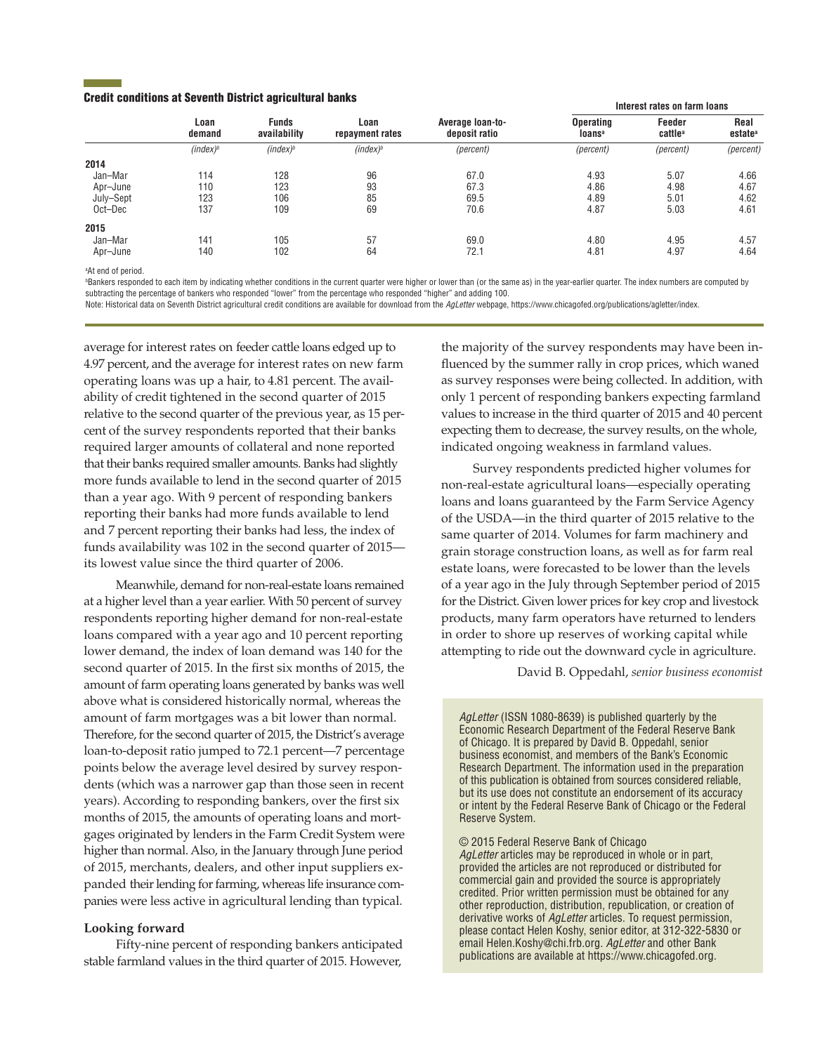### Credit conditions at Seventh District agricultural banks

| | Loan demand | Funds availability | Loan repayment rates | Average loan-to-deposit ratio | Interest rates on farm loans | | |
|---|---|---|---|---|---|---|---|
| | | | | | Operating loans[a] | Feeder cattle[a] | Real estate[a] |
| | *(index)*[b] | *(index)*[b] | *(index)*[b] | *(percent)* | *(percent)* | *(percent)* | *(percent)* |
| **2014** | | | | | | | |
| Jan–Mar | 114 | 128 | 96 | 67.0 | 4.93 | 5.07 | 4.66 |
| Apr–June | 110 | 123 | 93 | 67.3 | 4.86 | 4.98 | 4.67 |
| July–Sept | 123 | 106 | 85 | 69.5 | 4.89 | 5.01 | 4.62 |
| Oct–Dec | 137 | 109 | 69 | 70.6 | 4.87 | 5.03 | 4.61 |
| **2015** | | | | | | | |
| Jan–Mar | 141 | 105 | 57 | 69.0 | 4.80 | 4.95 | 4.57 |
| Apr–June | 140 | 102 | 64 | 72.1 | 4.81 | 4.97 | 4.64 |

[a]At end of period.

[b]Bankers responded to each item by indicating whether conditions in the current quarter were higher or lower than (or the same as) in the year-earlier quarter. The index numbers are computed by subtracting the percentage of bankers who responded "lower" from the percentage who responded "higher" and adding 100.

Note: Historical data on Seventh District agricultural credit conditions are available for download from the *AgLetter* webpage, https://www.chicagofed.org/publications/agletter/index.

average for interest rates on feeder cattle loans edged up to 4.97 percent, and the average for interest rates on new farm operating loans was up a hair, to 4.81 percent. The availability of credit tightened in the second quarter of 2015 relative to the second quarter of the previous year, as 15 percent of the survey respondents reported that their banks required larger amounts of collateral and none reported that their banks required smaller amounts. Banks had slightly more funds available to lend in the second quarter of 2015 than a year ago. With 9 percent of responding bankers reporting their banks had more funds available to lend and 7 percent reporting their banks had less, the index of funds availability was 102 in the second quarter of 2015—its lowest value since the third quarter of 2006.

Meanwhile, demand for non-real-estate loans remained at a higher level than a year earlier. With 50 percent of survey respondents reporting higher demand for non-real-estate loans compared with a year ago and 10 percent reporting lower demand, the index of loan demand was 140 for the second quarter of 2015. In the first six months of 2015, the amount of farm operating loans generated by banks was well above what is considered historically normal, whereas the amount of farm mortgages was a bit lower than normal. Therefore, for the second quarter of 2015, the District's average loan-to-deposit ratio jumped to 72.1 percent—7 percentage points below the average level desired by survey respondents (which was a narrower gap than those seen in recent years). According to responding bankers, over the first six months of 2015, the amounts of operating loans and mortgages originated by lenders in the Farm Credit System were higher than normal. Also, in the January through June period of 2015, merchants, dealers, and other input suppliers expanded their lending for farming, whereas life insurance companies were less active in agricultural lending than typical.

**Looking forward**

Fifty-nine percent of responding bankers anticipated stable farmland values in the third quarter of 2015. However, the majority of the survey respondents may have been influenced by the summer rally in crop prices, which waned as survey responses were being collected. In addition, with only 1 percent of responding bankers expecting farmland values to increase in the third quarter of 2015 and 40 percent expecting them to decrease, the survey results, on the whole, indicated ongoing weakness in farmland values.

Survey respondents predicted higher volumes for non-real-estate agricultural loans—especially operating loans and loans guaranteed by the Farm Service Agency of the USDA—in the third quarter of 2015 relative to the same quarter of 2014. Volumes for farm machinery and grain storage construction loans, as well as for farm real estate loans, were forecasted to be lower than the levels of a year ago in the July through September period of 2015 for the District. Given lower prices for key crop and livestock products, many farm operators have returned to lenders in order to shore up reserves of working capital while attempting to ride out the downward cycle in agriculture.

David B. Oppedahl, *senior business economist*

*AgLetter* (ISSN 1080-8639) is published quarterly by the Economic Research Department of the Federal Reserve Bank of Chicago. It is prepared by David B. Oppedahl, senior business economist, and members of the Bank's Economic Research Department. The information used in the preparation of this publication is obtained from sources considered reliable, but its use does not constitute an endorsement of its accuracy or intent by the Federal Reserve Bank of Chicago or the Federal Reserve System.

© 2015 Federal Reserve Bank of Chicago
*AgLetter* articles may be reproduced in whole or in part, provided the articles are not reproduced or distributed for commercial gain and provided the source is appropriately credited. Prior written permission must be obtained for any other reproduction, distribution, republication, or creation of derivative works of *AgLetter* articles. To request permission, please contact Helen Koshy, senior editor, at 312-322-5830 or email Helen.Koshy@chi.frb.org. *AgLetter* and other Bank publications are available at https://www.chicagofed.org.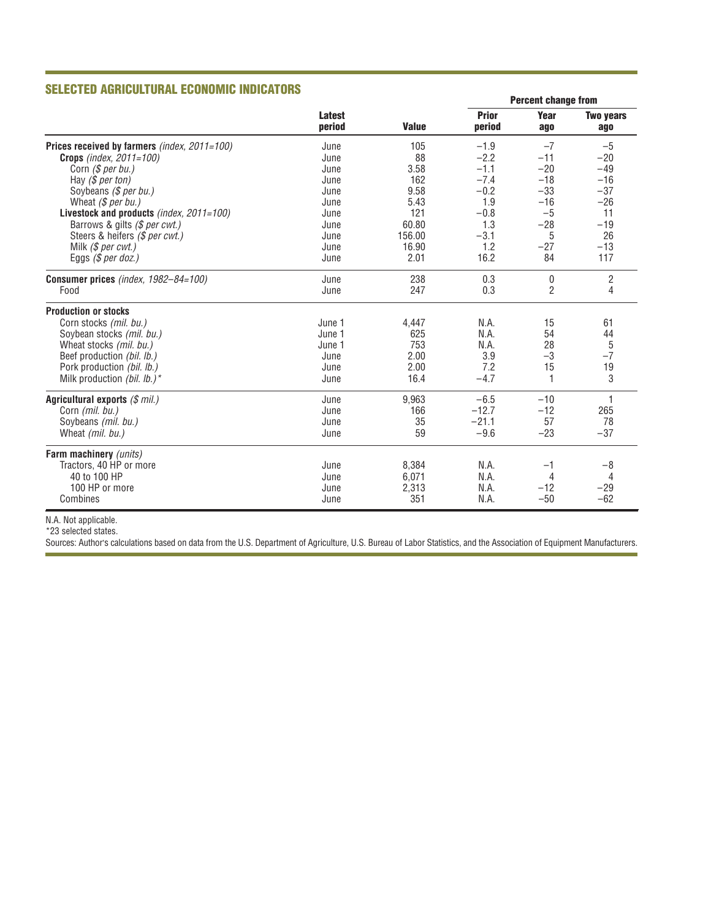## SELECTED AGRICULTURAL ECONOMIC INDICATORS

| | Latest period | Value | Percent change from Prior period | Year ago | Two years ago |
|---|---|---|---|---|---|
| **Prices received by farmers** *(index, 2011=100)* | June | 105 | −1.9 | −7 | −5 |
| **Crops** *(index, 2011=100)* | June | 88 | −2.2 | −11 | −20 |
| Corn *($ per bu.)* | June | 3.58 | −1.1 | −20 | −49 |
| Hay *($ per ton)* | June | 162 | −7.4 | −18 | −16 |
| Soybeans *($ per bu.)* | June | 9.58 | −0.2 | −33 | −37 |
| Wheat *($ per bu.)* | June | 5.43 | 1.9 | −16 | −26 |
| **Livestock and products** *(index, 2011=100)* | June | 121 | −0.8 | −5 | 11 |
| Barrows & gilts *($ per cwt.)* | June | 60.80 | 1.3 | −28 | −19 |
| Steers & heifers *($ per cwt.)* | June | 156.00 | −3.1 | 5 | 26 |
| Milk *($ per cwt.)* | June | 16.90 | 1.2 | −27 | −13 |
| Eggs *($ per doz.)* | June | 2.01 | 16.2 | 84 | 117 |
| **Consumer prices** *(index, 1982–84=100)* | June | 238 | 0.3 | 0 | 2 |
| Food | June | 247 | 0.3 | 2 | 4 |
| **Production or stocks** | | | | | |
| Corn stocks *(mil. bu.)* | June 1 | 4,447 | N.A. | 15 | 61 |
| Soybean stocks *(mil. bu.)* | June 1 | 625 | N.A. | 54 | 44 |
| Wheat stocks *(mil. bu.)* | June 1 | 753 | N.A. | 28 | 5 |
| Beef production *(bil. lb.)* | June | 2.00 | 3.9 | −3 | −7 |
| Pork production *(bil. lb.)* | June | 2.00 | 7.2 | 15 | 19 |
| Milk production *(bil. lb.)** | June | 16.4 | −4.7 | 1 | 3 |
| **Agricultural exports** *($ mil.)* | June | 9,963 | −6.5 | −10 | 1 |
| Corn *(mil. bu.)* | June | 166 | −12.7 | −12 | 265 |
| Soybeans *(mil. bu.)* | June | 35 | −21.1 | 57 | 78 |
| Wheat *(mil. bu.)* | June | 59 | −9.6 | −23 | −37 |
| **Farm machinery** *(units)* | | | | | |
| Tractors, 40 HP or more | June | 8,384 | N.A. | −1 | −8 |
| 40 to 100 HP | June | 6,071 | N.A. | 4 | 4 |
| 100 HP or more | June | 2,313 | N.A. | −12 | −29 |
| Combines | June | 351 | N.A. | −50 | −62 |

N.A. Not applicable.

*23 selected states.

Sources: Author's calculations based on data from the U.S. Department of Agriculture, U.S. Bureau of Labor Statistics, and the Association of Equipment Manufacturers.